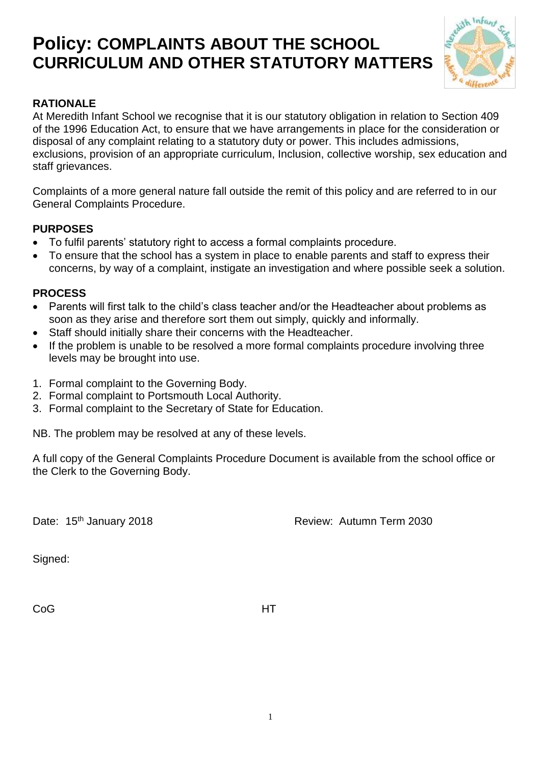# Policy: COMPLAINTS ABOUT THE SCHOOL CURRICULUM AND OTHER STATUTORY MATTERS

## RATIONALE

At Meredith Infant School we recognise that it is our statutory obligation in relation to Section 409 of the 1996 Education Act, to ensure that we have arrangements in place for the consideration or disposal of any complaint relating to a statutory duty or power. This includes admissions, exclusions, provision of an appropriate curriculum, Inclusion, collective worship, sex education and staff grievances.

Complaints of a more general nature fall outside the remit of this policy and are referred to in our General Complaints Procedure.

## PURPOSES

- To fulfil parents' statutory right to access a formal complaints procedure.
- To ensure that the school has a system in place to enable parents and staff to express their concerns, by way of a complaint, instigate an investigation and where possible seek a solution.

## PROCESS

- Parents will first talk to the child's class teacher and/or the Headteacher about problems as soon as they arise and therefore sort them out simply, quickly and informally.
- Staff should initially share their concerns with the Headteacher.
- If the problem is unable to be resolved a more formal complaints procedure involving three levels may be brought into use.

1. Formal complaint to the Governing Body.
2. Formal complaint to Portsmouth Local Authority.
3. Formal complaint to the Secretary of State for Education.

NB. The problem may be resolved at any of these levels.

A full copy of the General Complaints Procedure Document is available from the school office or the Clerk to the Governing Body.

Date: 15th January 2018 Review: Autumn Term 2030

Signed:

CoG HT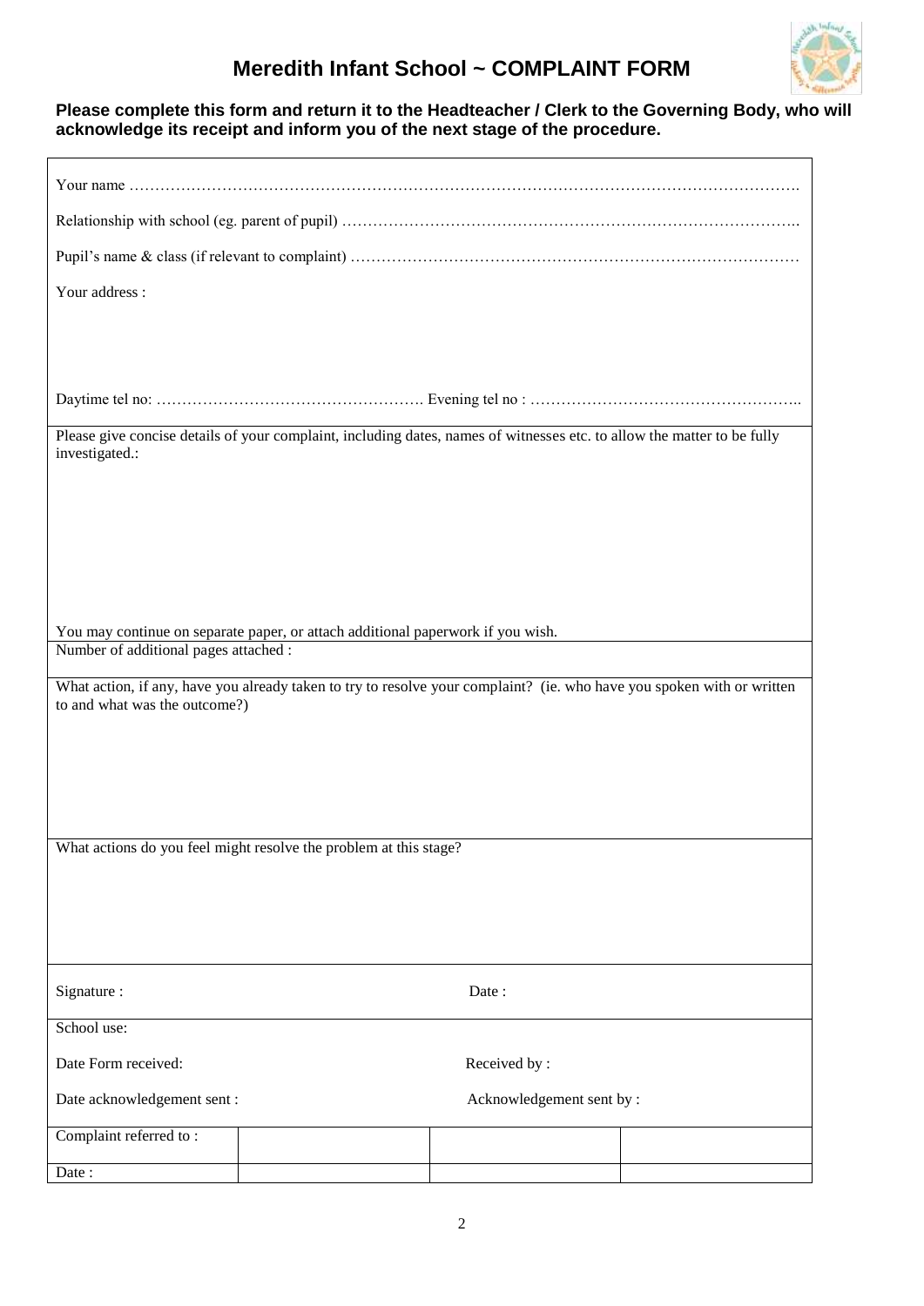# Meredith Infant School ~ COMPLAINT FORM

**Please complete this form and return it to the Headteacher / Clerk to the Governing Body, who will acknowledge its receipt and inform you of the next stage of the procedure.**

Your name ……………………………………………………………………………………………………………….

Relationship with school (eg. parent of pupil) ……………………………………………………………………………..

Pupil's name & class (if relevant to complaint) ……………………………………………………………………………

Your address :

Daytime tel no: ……………………………………………. Evening tel no : ……………………………………………..

Please give concise details of your complaint, including dates, names of witnesses etc. to allow the matter to be fully investigated.:

You may continue on separate paper, or attach additional paperwork if you wish.

Number of additional pages attached :

What action, if any, have you already taken to try to resolve your complaint? (ie. who have you spoken with or written to and what was the outcome?)

What actions do you feel might resolve the problem at this stage?

Signature : Date :

School use:

Date Form received: Received by :

Date acknowledgement sent : Acknowledgement sent by :

| | | | |
|---|---|---|---|
| Complaint referred to : | | | |
| Date : | | | |